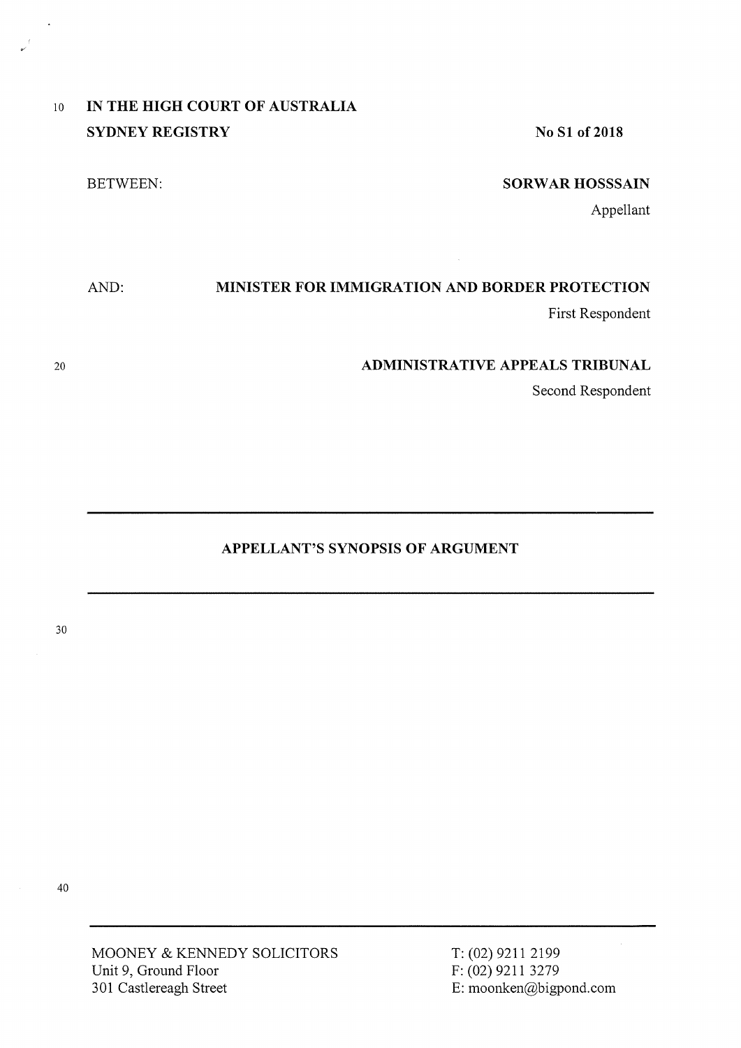# IN THE HIGH COURT OF AUSTRALIA
## SYDNEY REGISTRY

**No S1 of 2018**

BETWEEN:

**SORWAR HOSSSAIN**
Appellant

AND:

**MINISTER FOR IMMIGRATION AND BORDER PROTECTION**
First Respondent

**ADMINISTRATIVE APPEALS TRIBUNAL**
Second Respondent

---

## APPELLANT'S SYNOPSIS OF ARGUMENT

---

MOONEY & KENNEDY SOLICITORS
Unit 9, Ground Floor
301 Castlereagh Street

T: (02) 9211 2199
F: (02) 9211 3279
E: moonken@bigpond.com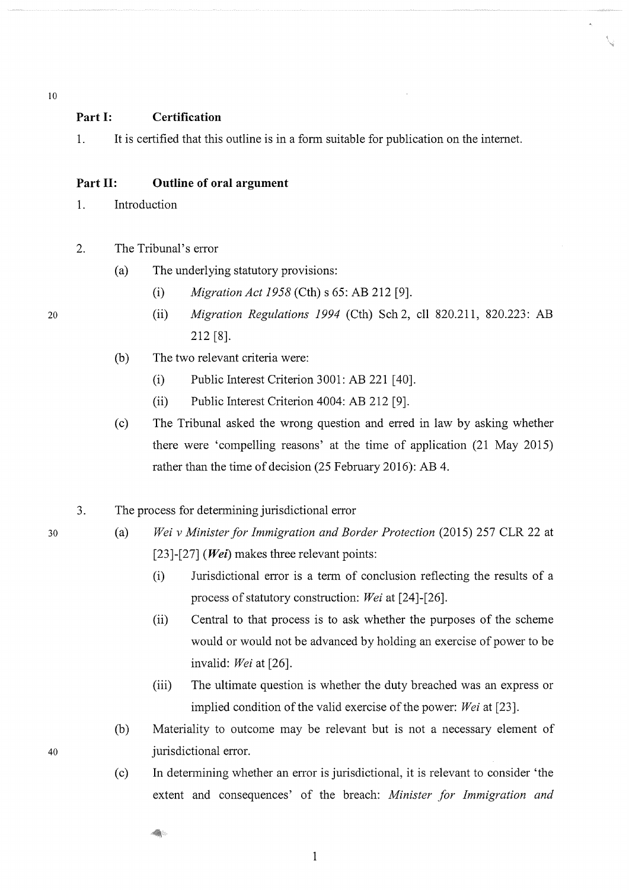## Part I: Certification

1. It is certified that this outline is in a form suitable for publication on the internet.

## Part II: Outline of oral argument

1. Introduction

2. The Tribunal's error

   (a) The underlying statutory provisions:

      (i) *Migration Act 1958* (Cth) s 65: AB 212 [9].

      (ii) *Migration Regulations 1994* (Cth) Sch 2, cll 820.211, 820.223: AB 212 [8].

   (b) The two relevant criteria were:

      (i) Public Interest Criterion 3001: AB 221 [40].

      (ii) Public Interest Criterion 4004: AB 212 [9].

   (c) The Tribunal asked the wrong question and erred in law by asking whether there were 'compelling reasons' at the time of application (21 May 2015) rather than the time of decision (25 February 2016): AB 4.

3. The process for determining jurisdictional error

   (a) *Wei v Minister for Immigration and Border Protection* (2015) 257 CLR 22 at [23]-[27] (***Wei***) makes three relevant points:

      (i) Jurisdictional error is a term of conclusion reflecting the results of a process of statutory construction: *Wei* at [24]-[26].

      (ii) Central to that process is to ask whether the purposes of the scheme would or would not be advanced by holding an exercise of power to be invalid: *Wei* at [26].

      (iii) The ultimate question is whether the duty breached was an express or implied condition of the valid exercise of the power: *Wei* at [23].

   (b) Materiality to outcome may be relevant but is not a necessary element of jurisdictional error.

   (c) In determining whether an error is jurisdictional, it is relevant to consider 'the extent and consequences' of the breach: *Minister for Immigration and*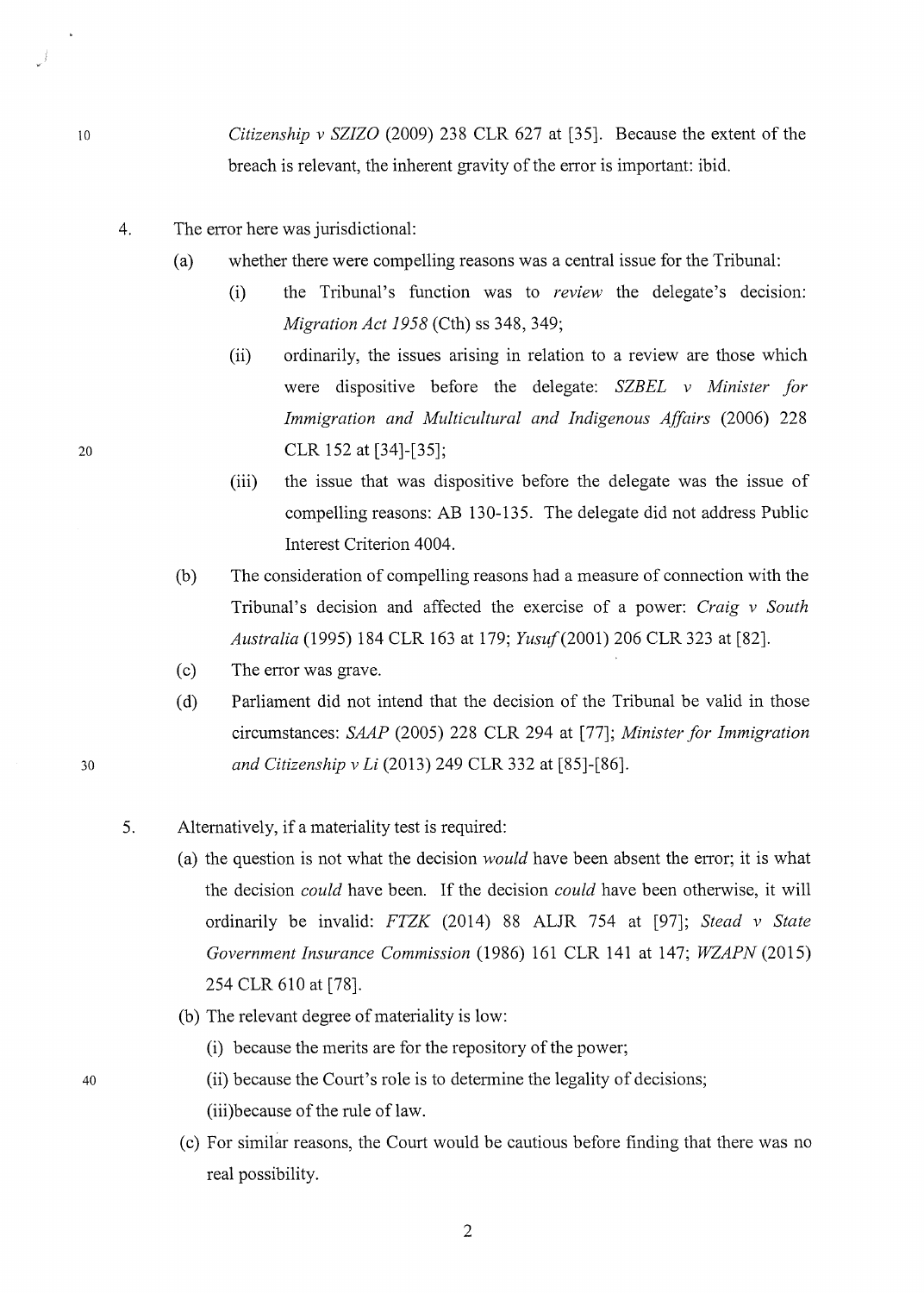*Citizenship v SZIZO* (2009) 238 CLR 627 at [35]. Because the extent of the breach is relevant, the inherent gravity of the error is important: ibid.

4. The error here was jurisdictional:

   (a) whether there were compelling reasons was a central issue for the Tribunal:

      (i) the Tribunal's function was to *review* the delegate's decision: *Migration Act 1958* (Cth) ss 348, 349;

      (ii) ordinarily, the issues arising in relation to a review are those which were dispositive before the delegate: *SZBEL v Minister for Immigration and Multicultural and Indigenous Affairs* (2006) 228 CLR 152 at [34]-[35];

      (iii) the issue that was dispositive before the delegate was the issue of compelling reasons: AB 130-135. The delegate did not address Public Interest Criterion 4004.

   (b) The consideration of compelling reasons had a measure of connection with the Tribunal's decision and affected the exercise of a power: *Craig v South Australia* (1995) 184 CLR 163 at 179; *Yusuf* (2001) 206 CLR 323 at [82].

   (c) The error was grave.

   (d) Parliament did not intend that the decision of the Tribunal be valid in those circumstances: *SAAP* (2005) 228 CLR 294 at [77]; *Minister for Immigration and Citizenship v Li* (2013) 249 CLR 332 at [85]-[86].

5. Alternatively, if a materiality test is required:

   (a) the question is not what the decision *would* have been absent the error; it is what the decision *could* have been. If the decision *could* have been otherwise, it will ordinarily be invalid: *FTZK* (2014) 88 ALJR 754 at [97]; *Stead v State Government Insurance Commission* (1986) 161 CLR 141 at 147; *WZAPN* (2015) 254 CLR 610 at [78].

   (b) The relevant degree of materiality is low:

      (i) because the merits are for the repository of the power;

      (ii) because the Court's role is to determine the legality of decisions;

      (iii) because of the rule of law.

   (c) For similar reasons, the Court would be cautious before finding that there was no real possibility.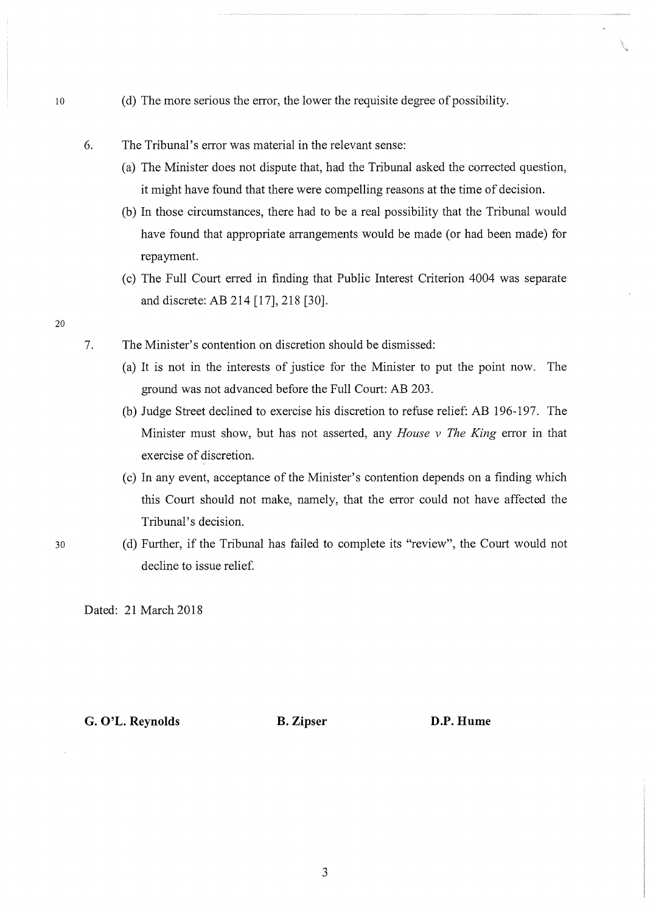(d) The more serious the error, the lower the requisite degree of possibility.

6. The Tribunal's error was material in the relevant sense:
   - (a) The Minister does not dispute that, had the Tribunal asked the corrected question, it might have found that there were compelling reasons at the time of decision.
   - (b) In those circumstances, there had to be a real possibility that the Tribunal would have found that appropriate arrangements would be made (or had been made) for repayment.
   - (c) The Full Court erred in finding that Public Interest Criterion 4004 was separate and discrete: AB 214 [17], 218 [30].

7. The Minister's contention on discretion should be dismissed:
   - (a) It is not in the interests of justice for the Minister to put the point now. The ground was not advanced before the Full Court: AB 203.
   - (b) Judge Street declined to exercise his discretion to refuse relief: AB 196-197. The Minister must show, but has not asserted, any *House v The King* error in that exercise of discretion.
   - (c) In any event, acceptance of the Minister's contention depends on a finding which this Court should not make, namely, that the error could not have affected the Tribunal's decision.
   - (d) Further, if the Tribunal has failed to complete its "review", the Court would not decline to issue relief.

Dated: 21 March 2018

**G. O'L. Reynolds** &nbsp;&nbsp;&nbsp;&nbsp; **B. Zipser** &nbsp;&nbsp;&nbsp;&nbsp; **D.P. Hume**